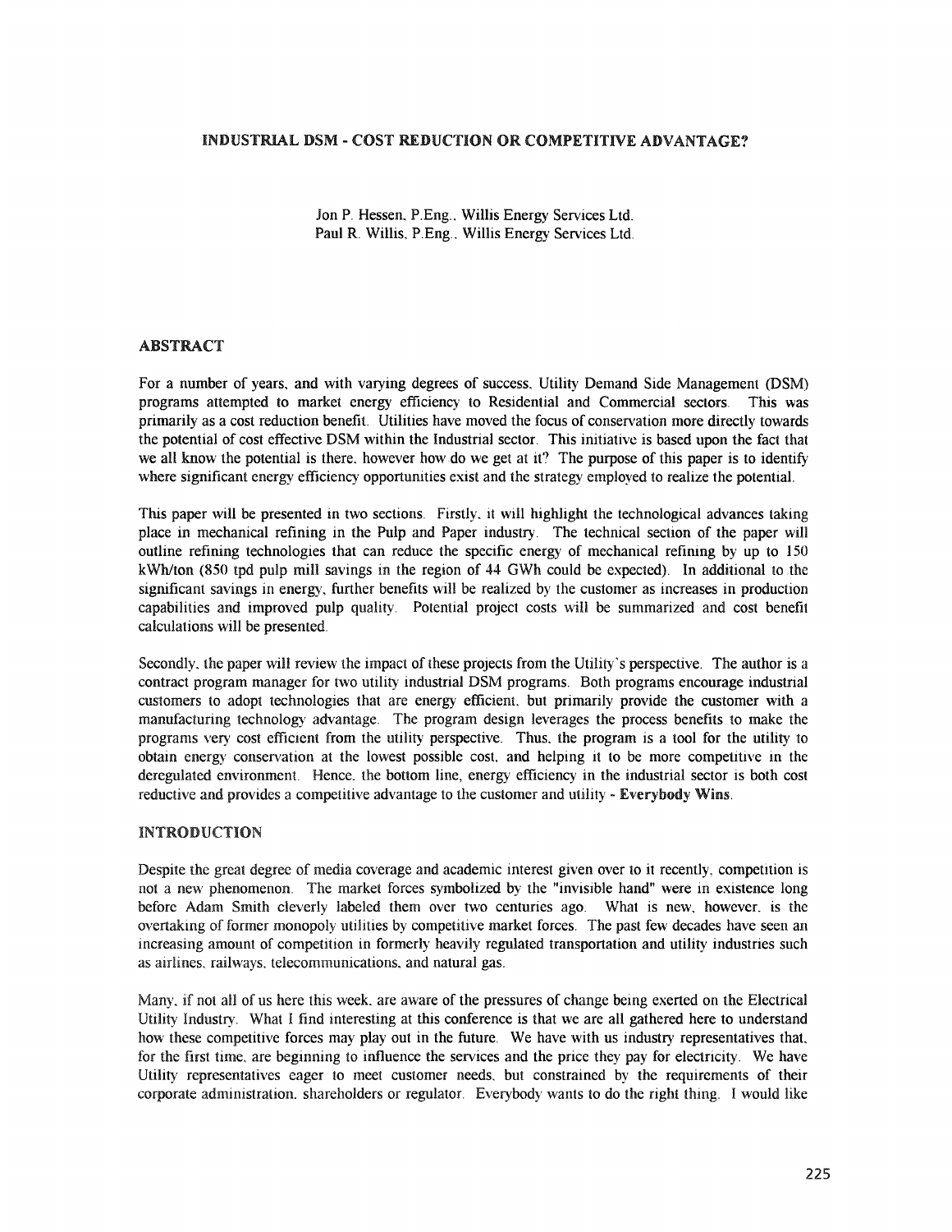# INDUSTRIAL DSM - COST REDUCTION OR COMPETITIVE ADVANTAGE?

Jon P. Hessen, P.Eng., Willis Energy Services Ltd.
Paul R. Willis, P.Eng., Willis Energy Services Ltd.

## ABSTRACT

For a number of years, and with varying degrees of success, Utility Demand Side Management (DSM) programs attempted to market energy efficiency to Residential and Commercial sectors. This was primarily as a cost reduction benefit. Utilities have moved the focus of conservation more directly towards the potential of cost effective DSM within the Industrial sector. This initiative is based upon the fact that we all know the potential is there, however how do we get at it? The purpose of this paper is to identify where significant energy efficiency opportunities exist and the strategy employed to realize the potential.

This paper will be presented in two sections. Firstly, it will highlight the technological advances taking place in mechanical refining in the Pulp and Paper industry. The technical section of the paper will outline refining technologies that can reduce the specific energy of mechanical refining by up to 150 kWh/ton (850 tpd pulp mill savings in the region of 44 GWh could be expected). In additional to the significant savings in energy, further benefits will be realized by the customer as increases in production capabilities and improved pulp quality. Potential project costs will be summarized and cost benefit calculations will be presented.

Secondly, the paper will review the impact of these projects from the Utility's perspective. The author is a contract program manager for two utility industrial DSM programs. Both programs encourage industrial customers to adopt technologies that are energy efficient, but primarily provide the customer with a manufacturing technology advantage. The program design leverages the process benefits to make the programs very cost efficient from the utility perspective. Thus, the program is a tool for the utility to obtain energy conservation at the lowest possible cost, and helping it to be more competitive in the deregulated environment. Hence, the bottom line, energy efficiency in the industrial sector is both cost reductive and provides a competitive advantage to the customer and utility - **Everybody Wins**.

## INTRODUCTION

Despite the great degree of media coverage and academic interest given over to it recently, competition is not a new phenomenon. The market forces symbolized by the "invisible hand" were in existence long before Adam Smith cleverly labeled them over two centuries ago. What is new, however, is the overtaking of former monopoly utilities by competitive market forces. The past few decades have seen an increasing amount of competition in formerly heavily regulated transportation and utility industries such as airlines, railways, telecommunications, and natural gas.

Many, if not all of us here this week, are aware of the pressures of change being exerted on the Electrical Utility Industry. What I find interesting at this conference is that we are all gathered here to understand how these competitive forces may play out in the future. We have with us industry representatives that, for the first time, are beginning to influence the services and the price they pay for electricity. We have Utility representatives eager to meet customer needs, but constrained by the requirements of their corporate administration, shareholders or regulator. Everybody wants to do the right thing. I would like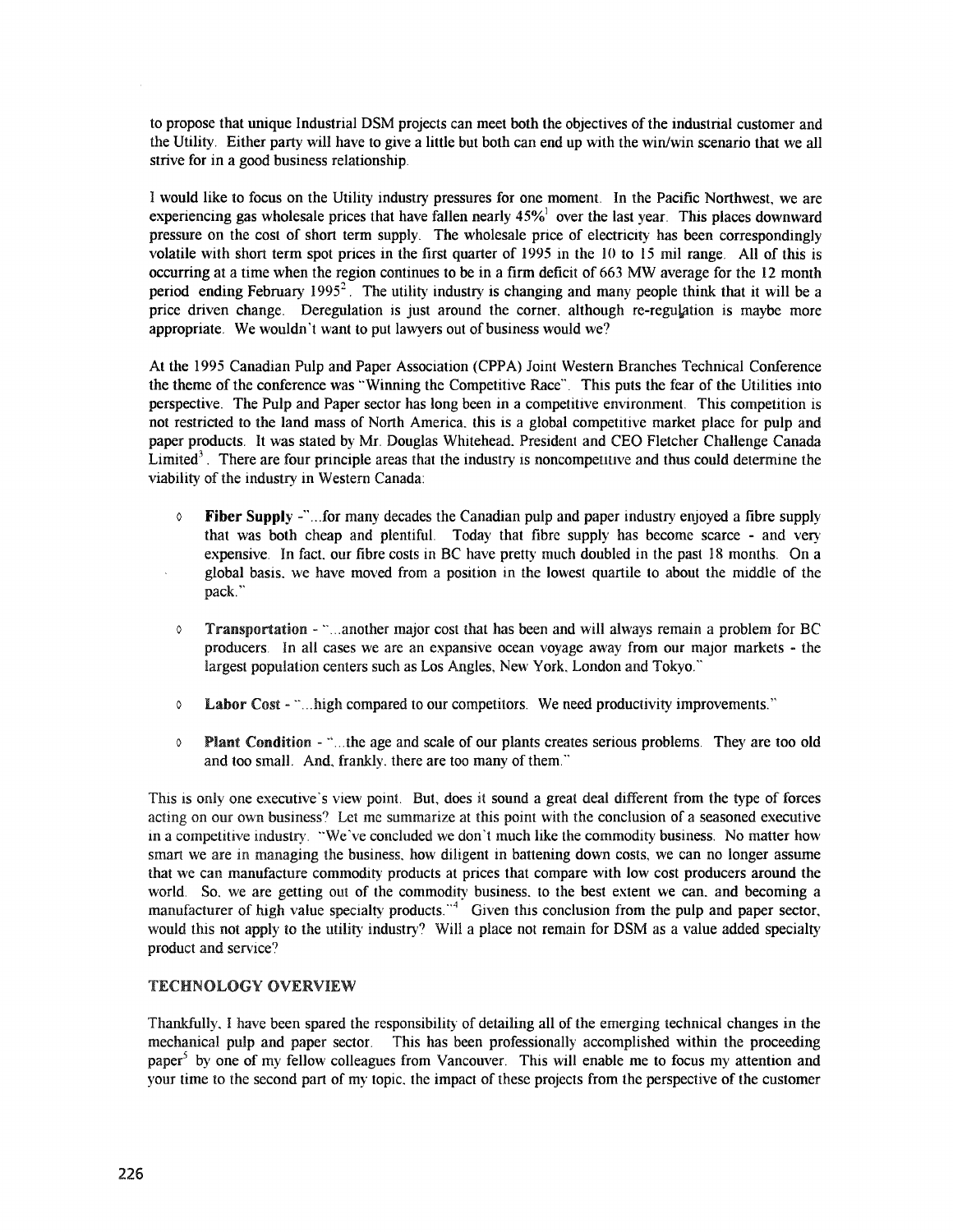to propose that unique Industrial DSM projects can meet both the objectives of the industrial customer and the Utility. Either party will have to give a little but both can end up with the win/win scenario that we all strive for in a good business relationship.

I would like to focus on the Utility industry pressures for one moment. In the Pacific Northwest, we are experiencing gas wholesale prices that have fallen nearly 45%[1] over the last year. This places downward pressure on the cost of short term supply. The wholesale price of electricity has been correspondingly volatile with short term spot prices in the first quarter of 1995 in the 10 to 15 mil range. All of this is occurring at a time when the region continues to be in a firm deficit of 663 MW average for the 12 month period ending February 1995[2]. The utility industry is changing and many people think that it will be a price driven change. Deregulation is just around the corner, although re-regulation is maybe more appropriate. We wouldn't want to put lawyers out of business would we?

At the 1995 Canadian Pulp and Paper Association (CPPA) Joint Western Branches Technical Conference the theme of the conference was "Winning the Competitive Race". This puts the fear of the Utilities into perspective. The Pulp and Paper sector has long been in a competitive environment. This competition is not restricted to the land mass of North America, this is a global competitive market place for pulp and paper products. It was stated by Mr. Douglas Whitehead, President and CEO Fletcher Challenge Canada Limited[3]. There are four principle areas that the industry is noncompetitive and thus could determine the viability of the industry in Western Canada:

- **Fiber Supply** -"...for many decades the Canadian pulp and paper industry enjoyed a fibre supply that was both cheap and plentiful. Today that fibre supply has become scarce - and very expensive. In fact, our fibre costs in BC have pretty much doubled in the past 18 months. On a global basis, we have moved from a position in the lowest quartile to about the middle of the pack."
- **Transportation** - "...another major cost that has been and will always remain a problem for BC producers. In all cases we are an expansive ocean voyage away from our major markets - the largest population centers such as Los Angles, New York, London and Tokyo."
- **Labor Cost** - "...high compared to our competitors. We need productivity improvements."
- **Plant Condition** - "...the age and scale of our plants creates serious problems. They are too old and too small. And, frankly, there are too many of them."

This is only one executive's view point. But, does it sound a great deal different from the type of forces acting on our own business? Let me summarize at this point with the conclusion of a seasoned executive in a competitive industry. "We've concluded we don't much like the commodity business. No matter how smart we are in managing the business, how diligent in battening down costs, we can no longer assume that we can manufacture commodity products at prices that compare with low cost producers around the world. So, we are getting out of the commodity business, to the best extent we can, and becoming a manufacturer of high value specialty products."[4] Given this conclusion from the pulp and paper sector, would this not apply to the utility industry? Will a place not remain for DSM as a value added specialty product and service?

## TECHNOLOGY OVERVIEW

Thankfully, I have been spared the responsibility of detailing all of the emerging technical changes in the mechanical pulp and paper sector. This has been professionally accomplished within the proceeding paper[5] by one of my fellow colleagues from Vancouver. This will enable me to focus my attention and your time to the second part of my topic, the impact of these projects from the perspective of the customer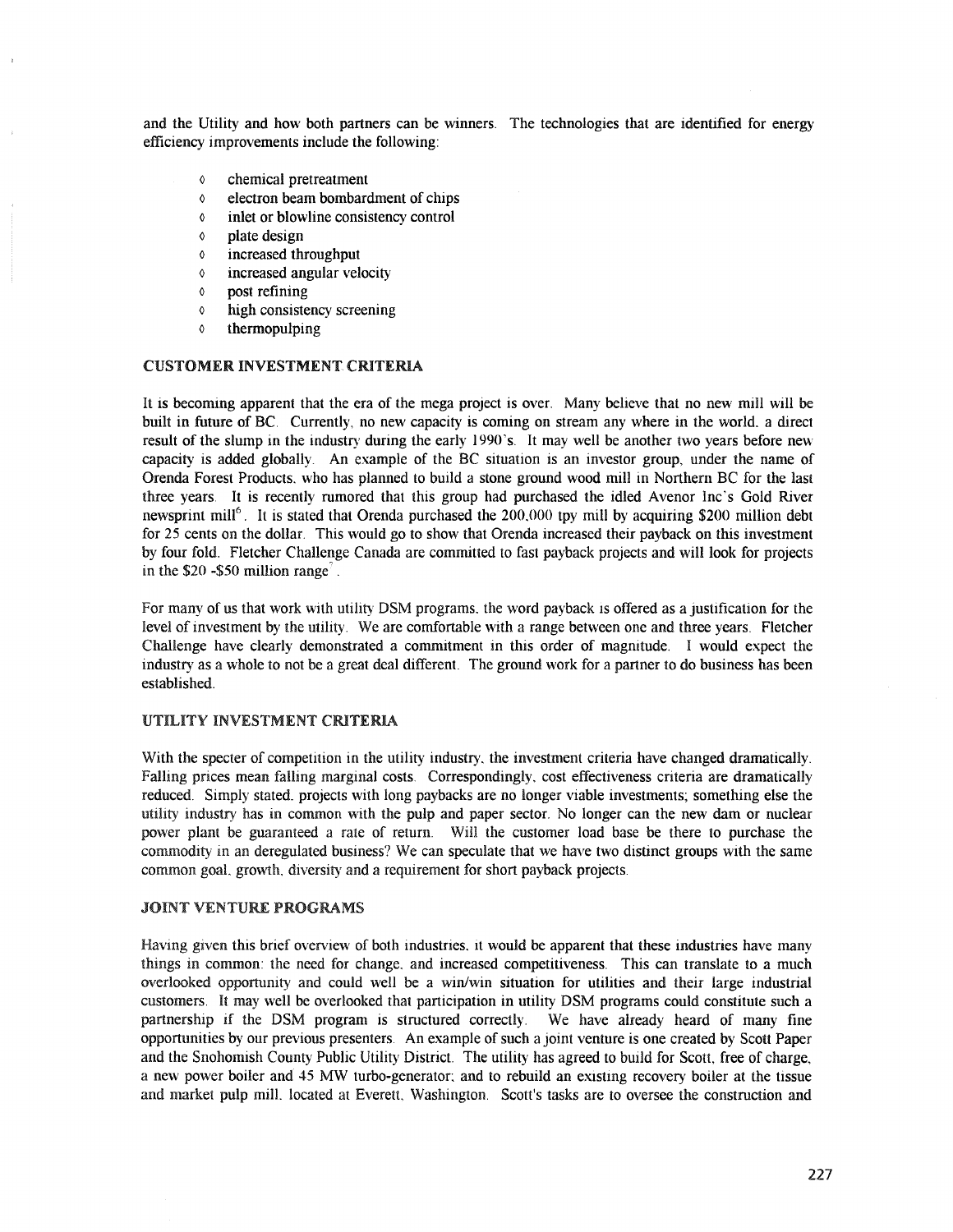and the Utility and how both partners can be winners. The technologies that are identified for energy efficiency improvements include the following:

- chemical pretreatment
- electron beam bombardment of chips
- inlet or blowline consistency control
- plate design
- increased throughput
- increased angular velocity
- post refining
- high consistency screening
- thermopulping

## CUSTOMER INVESTMENT CRITERIA

It is becoming apparent that the era of the mega project is over. Many believe that no new mill will be built in future of BC. Currently, no new capacity is coming on stream any where in the world, a direct result of the slump in the industry during the early 1990's. It may well be another two years before new capacity is added globally. An example of the BC situation is an investor group, under the name of Orenda Forest Products, who has planned to build a stone ground wood mill in Northern BC for the last three years. It is recently rumored that this group had purchased the idled Avenor Inc's Gold River newsprint mill[6]. It is stated that Orenda purchased the 200,000 tpy mill by acquiring $200 million debt for 25 cents on the dollar. This would go to show that Orenda increased their payback on this investment by four fold. Fletcher Challenge Canada are committed to fast payback projects and will look for projects in the $20 -$50 million range[7].

For many of us that work with utility DSM programs, the word payback is offered as a justification for the level of investment by the utility. We are comfortable with a range between one and three years. Fletcher Challenge have clearly demonstrated a commitment in this order of magnitude. I would expect the industry as a whole to not be a great deal different. The ground work for a partner to do business has been established.

## UTILITY INVESTMENT CRITERIA

With the specter of competition in the utility industry, the investment criteria have changed dramatically. Falling prices mean falling marginal costs. Correspondingly, cost effectiveness criteria are dramatically reduced. Simply stated, projects with long paybacks are no longer viable investments; something else the utility industry has in common with the pulp and paper sector. No longer can the new dam or nuclear power plant be guaranteed a rate of return. Will the customer load base be there to purchase the commodity in an deregulated business? We can speculate that we have two distinct groups with the same common goal, growth, diversity and a requirement for short payback projects.

## JOINT VENTURE PROGRAMS

Having given this brief overview of both industries, it would be apparent that these industries have many things in common: the need for change, and increased competitiveness. This can translate to a much overlooked opportunity and could well be a win/win situation for utilities and their large industrial customers. It may well be overlooked that participation in utility DSM programs could constitute such a partnership if the DSM program is structured correctly. We have already heard of many fine opportunities by our previous presenters. An example of such a joint venture is one created by Scott Paper and the Snohomish County Public Utility District. The utility has agreed to build for Scott, free of charge, a new power boiler and 45 MW turbo-generator; and to rebuild an existing recovery boiler at the tissue and market pulp mill, located at Everett, Washington. Scott's tasks are to oversee the construction and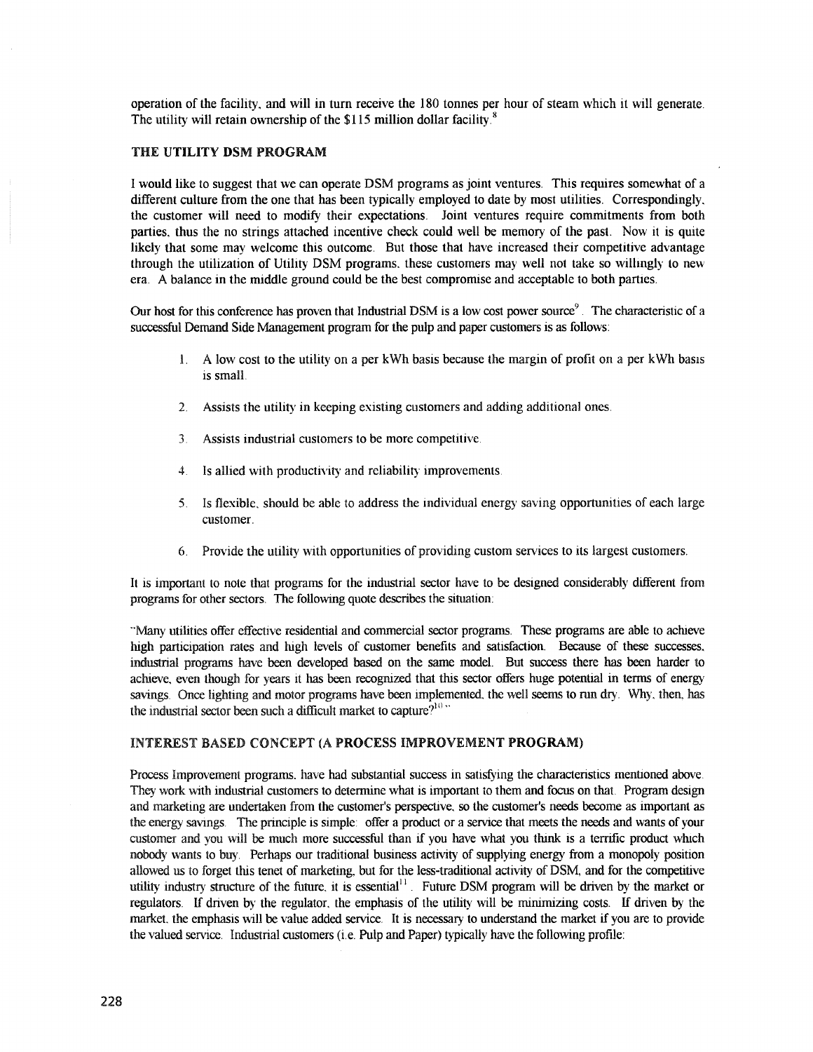operation of the facility, and will in turn receive the 180 tonnes per hour of steam which it will generate. The utility will retain ownership of the $115 million dollar facility.[8]

## THE UTILITY DSM PROGRAM

I would like to suggest that we can operate DSM programs as joint ventures. This requires somewhat of a different culture from the one that has been typically employed to date by most utilities. Correspondingly, the customer will need to modify their expectations. Joint ventures require commitments from both parties, thus the no strings attached incentive check could well be memory of the past. Now it is quite likely that some may welcome this outcome. But those that have increased their competitive advantage through the utilization of Utility DSM programs, these customers may well not take so willingly to new era. A balance in the middle ground could be the best compromise and acceptable to both parties.

Our host for this conference has proven that Industrial DSM is a low cost power source[9]. The characteristic of a successful Demand Side Management program for the pulp and paper customers is as follows:

1. A low cost to the utility on a per kWh basis because the margin of profit on a per kWh basis is small.
2. Assists the utility in keeping existing customers and adding additional ones.
3. Assists industrial customers to be more competitive.
4. Is allied with productivity and reliability improvements.
5. Is flexible, should be able to address the individual energy saving opportunities of each large customer.
6. Provide the utility with opportunities of providing custom services to its largest customers.

It is important to note that programs for the industrial sector have to be designed considerably different from programs for other sectors. The following quote describes the situation:

"Many utilities offer effective residential and commercial sector programs. These programs are able to achieve high participation rates and high levels of customer benefits and satisfaction. Because of these successes, industrial programs have been developed based on the same model. But success there has been harder to achieve, even though for years it has been recognized that this sector offers huge potential in terms of energy savings. Once lighting and motor programs have been implemented, the well seems to run dry. Why, then, has the industrial sector been such a difficult market to capture?[10]"

## INTEREST BASED CONCEPT (A PROCESS IMPROVEMENT PROGRAM)

Process Improvement programs, have had substantial success in satisfying the characteristics mentioned above. They work with industrial customers to determine what is important to them and focus on that. Program design and marketing are undertaken from the customer's perspective, so the customer's needs become as important as the energy savings. The principle is simple: offer a product or a service that meets the needs and wants of your customer and you will be much more successful than if you have what you think is a terrific product which nobody wants to buy. Perhaps our traditional business activity of supplying energy from a monopoly position allowed us to forget this tenet of marketing, but for the less-traditional activity of DSM, and for the competitive utility industry structure of the future, it is essential[11]. Future DSM program will be driven by the market or regulators. If driven by the regulator, the emphasis of the utility will be minimizing costs. If driven by the market, the emphasis will be value added service. It is necessary to understand the market if you are to provide the valued service. Industrial customers (i.e. Pulp and Paper) typically have the following profile: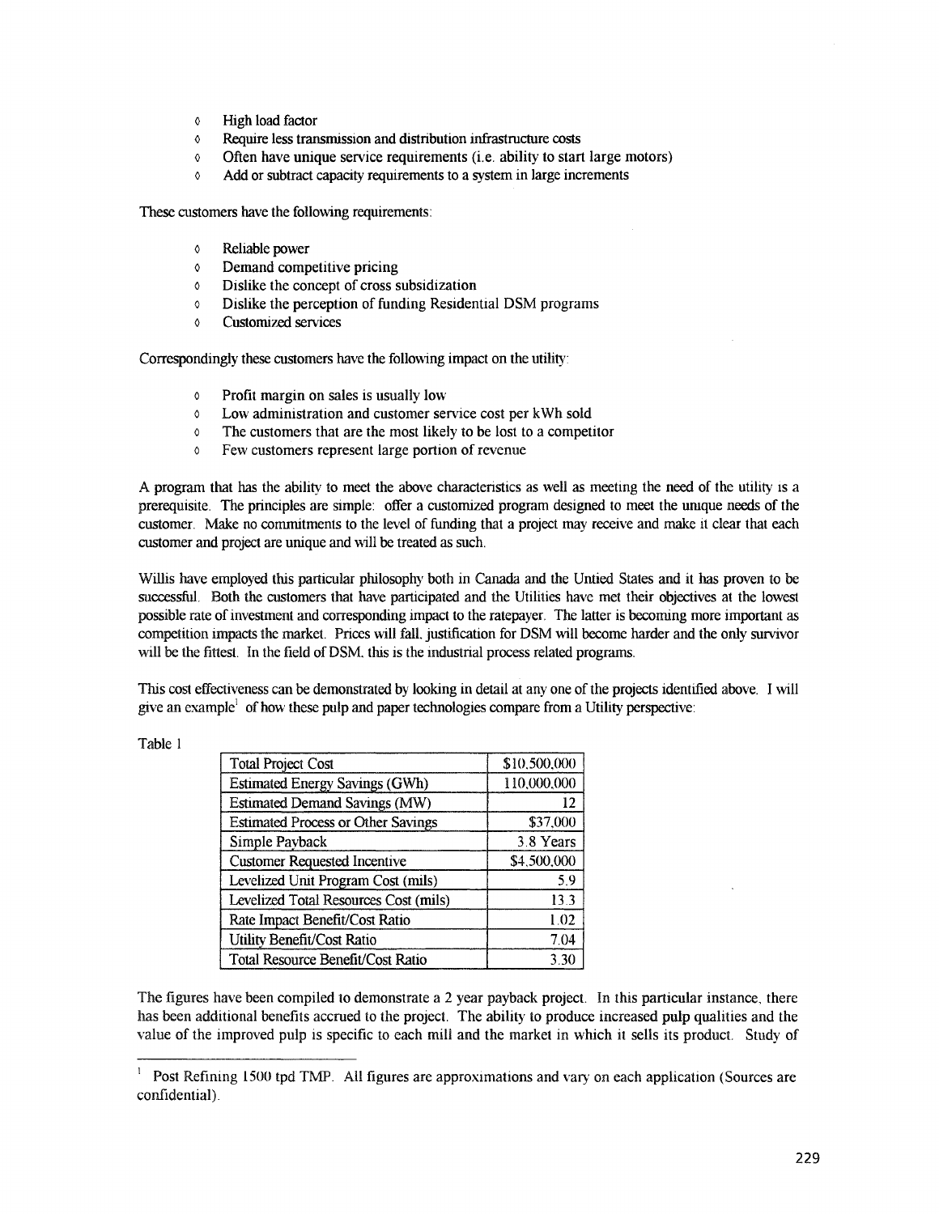- High load factor
- Require less transmission and distribution infrastructure costs
- Often have unique service requirements (i.e. ability to start large motors)
- Add or subtract capacity requirements to a system in large increments

These customers have the following requirements:

- Reliable power
- Demand competitive pricing
- Dislike the concept of cross subsidization
- Dislike the perception of funding Residential DSM programs
- Customized services

Correspondingly these customers have the following impact on the utility:

- Profit margin on sales is usually low
- Low administration and customer service cost per kWh sold
- The customers that are the most likely to be lost to a competitor
- Few customers represent large portion of revenue

A program that has the ability to meet the above characteristics as well as meeting the need of the utility is a prerequisite. The principles are simple: offer a customized program designed to meet the unique needs of the customer. Make no commitments to the level of funding that a project may receive and make it clear that each customer and project are unique and will be treated as such.

Willis have employed this particular philosophy both in Canada and the Untied States and it has proven to be successful. Both the customers that have participated and the Utilities have met their objectives at the lowest possible rate of investment and corresponding impact to the ratepayer. The latter is becoming more important as competition impacts the market. Prices will fall, justification for DSM will become harder and the only survivor will be the fittest. In the field of DSM, this is the industrial process related programs.

This cost effectiveness can be demonstrated by looking in detail at any one of the projects identified above. I will give an example[1] of how these pulp and paper technologies compare from a Utility perspective:

Table 1

| | |
|---|---|
| Total Project Cost | $10,500,000 |
| Estimated Energy Savings (GWh) | 110,000,000 |
| Estimated Demand Savings (MW) | 12 |
| Estimated Process or Other Savings | $37,000 |
| Simple Payback | 3.8 Years |
| Customer Requested Incentive | $4,500,000 |
| Levelized Unit Program Cost (mils) | 5.9 |
| Levelized Total Resources Cost (mils) | 13.3 |
| Rate Impact Benefit/Cost Ratio | 1.02 |
| Utility Benefit/Cost Ratio | 7.04 |
| Total Resource Benefit/Cost Ratio | 3.30 |

The figures have been compiled to demonstrate a 2 year payback project. In this particular instance, there has been additional benefits accrued to the project. The ability to produce increased pulp qualities and the value of the improved pulp is specific to each mill and the market in which it sells its product. Study of

[1] Post Refining 1500 tpd TMP. All figures are approximations and vary on each application (Sources are confidential).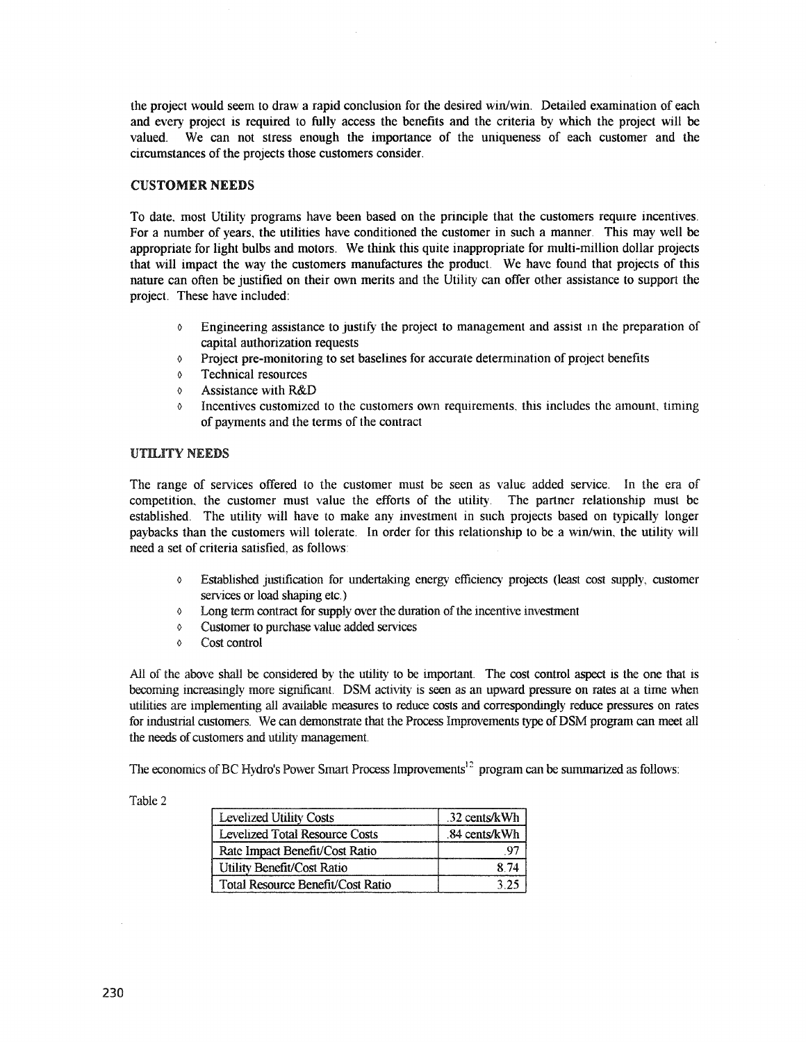the project would seem to draw a rapid conclusion for the desired win/win. Detailed examination of each and every project is required to fully access the benefits and the criteria by which the project will be valued. We can not stress enough the importance of the uniqueness of each customer and the circumstances of the projects those customers consider.

### CUSTOMER NEEDS

To date, most Utility programs have been based on the principle that the customers require incentives. For a number of years, the utilities have conditioned the customer in such a manner. This may well be appropriate for light bulbs and motors. We think this quite inappropriate for multi-million dollar projects that will impact the way the customers manufactures the product. We have found that projects of this nature can often be justified on their own merits and the Utility can offer other assistance to support the project. These have included:

- Engineering assistance to justify the project to management and assist in the preparation of capital authorization requests
- Project pre-monitoring to set baselines for accurate determination of project benefits
- Technical resources
- Assistance with R&D
- Incentives customized to the customers own requirements, this includes the amount, timing of payments and the terms of the contract

### UTILITY NEEDS

The range of services offered to the customer must be seen as value added service. In the era of competition, the customer must value the efforts of the utility. The partner relationship must be established. The utility will have to make any investment in such projects based on typically longer paybacks than the customers will tolerate. In order for this relationship to be a win/win, the utility will need a set of criteria satisfied, as follows:

- Established justification for undertaking energy efficiency projects (least cost supply, customer services or load shaping etc.)
- Long term contract for supply over the duration of the incentive investment
- Customer to purchase value added services
- Cost control

All of the above shall be considered by the utility to be important. The cost control aspect is the one that is becoming increasingly more significant. DSM activity is seen as an upward pressure on rates at a time when utilities are implementing all available measures to reduce costs and correspondingly reduce pressures on rates for industrial customers. We can demonstrate that the Process Improvements type of DSM program can meet all the needs of customers and utility management.

The economics of BC Hydro's Power Smart Process Improvements[12] program can be summarized as follows:

Table 2

| | |
|---|---|
| Levelized Utility Costs | .32 cents/kWh |
| Levelized Total Resource Costs | .84 cents/kWh |
| Rate Impact Benefit/Cost Ratio | .97 |
| Utility Benefit/Cost Ratio | 8.74 |
| Total Resource Benefit/Cost Ratio | 3.25 |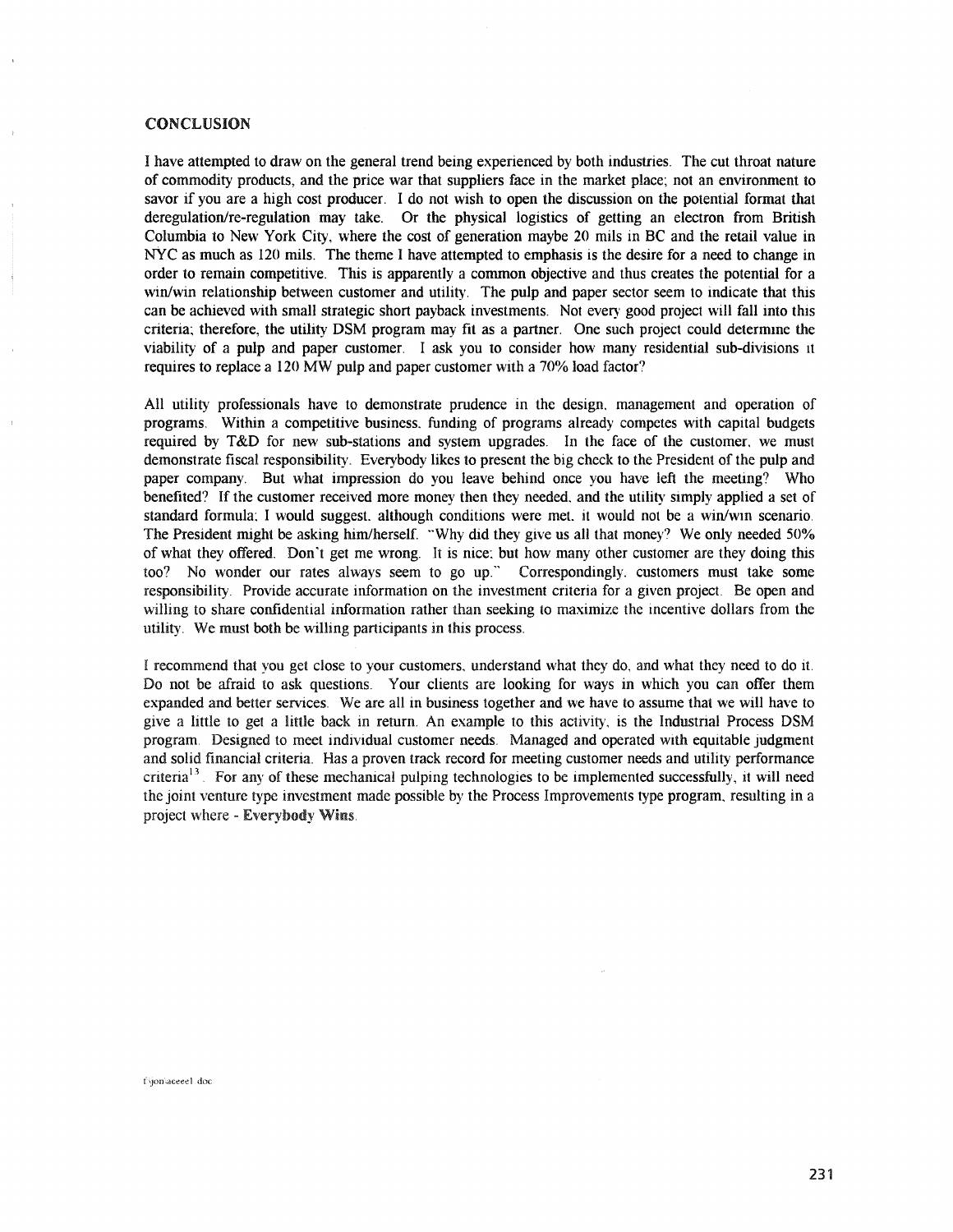## CONCLUSION

I have attempted to draw on the general trend being experienced by both industries. The cut throat nature of commodity products, and the price war that suppliers face in the market place; not an environment to savor if you are a high cost producer. I do not wish to open the discussion on the potential format that deregulation/re-regulation may take. Or the physical logistics of getting an electron from British Columbia to New York City, where the cost of generation maybe 20 mils in BC and the retail value in NYC as much as 120 mils. The theme I have attempted to emphasis is the desire for a need to change in order to remain competitive. This is apparently a common objective and thus creates the potential for a win/win relationship between customer and utility. The pulp and paper sector seem to indicate that this can be achieved with small strategic short payback investments. Not every good project will fall into this criteria; therefore, the utility DSM program may fit as a partner. One such project could determine the viability of a pulp and paper customer. I ask you to consider how many residential sub-divisions it requires to replace a 120 MW pulp and paper customer with a 70% load factor?

All utility professionals have to demonstrate prudence in the design, management and operation of programs. Within a competitive business, funding of programs already competes with capital budgets required by T&D for new sub-stations and system upgrades. In the face of the customer, we must demonstrate fiscal responsibility. Everybody likes to present the big check to the President of the pulp and paper company. But what impression do you leave behind once you have left the meeting? Who benefited? If the customer received more money then they needed, and the utility simply applied a set of standard formula; I would suggest, although conditions were met, it would not be a win/win scenario. The President might be asking him/herself. "Why did they give us all that money? We only needed 50% of what they offered. Don't get me wrong. It is nice; but how many other customer are they doing this too? No wonder our rates always seem to go up." Correspondingly, customers must take some responsibility. Provide accurate information on the investment criteria for a given project. Be open and willing to share confidential information rather than seeking to maximize the incentive dollars from the utility. We must both be willing participants in this process.

I recommend that you get close to your customers, understand what they do, and what they need to do it. Do not be afraid to ask questions. Your clients are looking for ways in which you can offer them expanded and better services. We are all in business together and we have to assume that we will have to give a little to get a little back in return. An example to this activity, is the Industrial Process DSM program. Designed to meet individual customer needs. Managed and operated with equitable judgment and solid financial criteria. Has a proven track record for meeting customer needs and utility performance criteria[13]. For any of these mechanical pulping technologies to be implemented successfully, it will need the joint venture type investment made possible by the Process Improvements type program, resulting in a project where - **Everybody Wins**.

f:\jon\aceeel.doc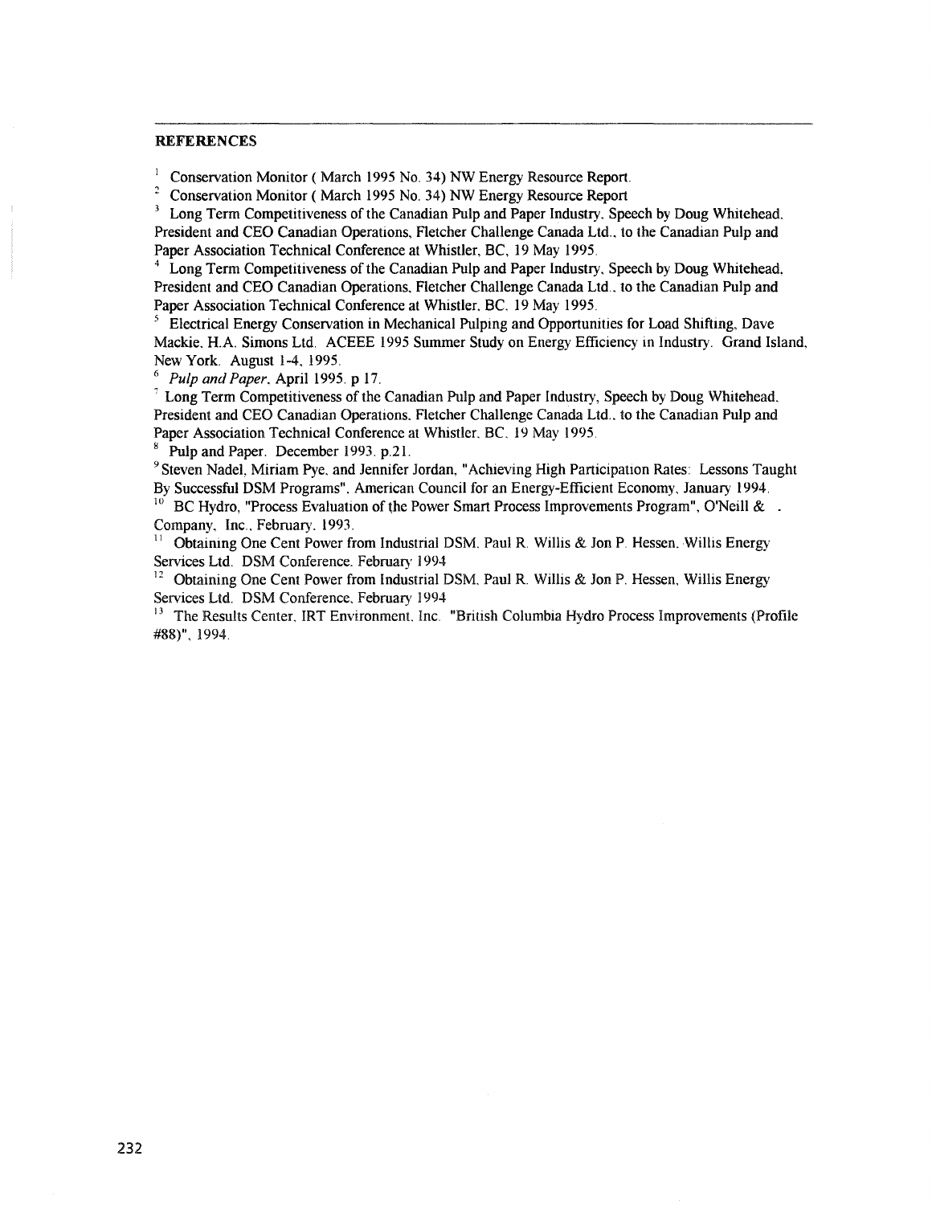**REFERENCES**

[1] Conservation Monitor ( March 1995 No. 34) NW Energy Resource Report.

[2] Conservation Monitor ( March 1995 No. 34) NW Energy Resource Report

[3] Long Term Competitiveness of the Canadian Pulp and Paper Industry, Speech by Doug Whitehead, President and CEO Canadian Operations, Fletcher Challenge Canada Ltd., to the Canadian Pulp and Paper Association Technical Conference at Whistler, BC, 19 May 1995.

[4] Long Term Competitiveness of the Canadian Pulp and Paper Industry, Speech by Doug Whitehead, President and CEO Canadian Operations, Fletcher Challenge Canada Ltd., to the Canadian Pulp and Paper Association Technical Conference at Whistler, BC, 19 May 1995.

[5] Electrical Energy Conservation in Mechanical Pulping and Opportunities for Load Shifting, Dave Mackie, H.A. Simons Ltd. ACEEE 1995 Summer Study on Energy Efficiency in Industry. Grand Island, New York. August 1-4, 1995.

[6] *Pulp and Paper*, April 1995. p 17.

[7] Long Term Competitiveness of the Canadian Pulp and Paper Industry, Speech by Doug Whitehead, President and CEO Canadian Operations, Fletcher Challenge Canada Ltd., to the Canadian Pulp and Paper Association Technical Conference at Whistler, BC, 19 May 1995.

[8] Pulp and Paper. December 1993. p.21.

[9] Steven Nadel, Miriam Pye, and Jennifer Jordan, "Achieving High Participation Rates: Lessons Taught By Successful DSM Programs", American Council for an Energy-Efficient Economy, January 1994.

[10] BC Hydro, "Process Evaluation of the Power Smart Process Improvements Program", O'Neill & . Company, Inc., February, 1993.

[11] Obtaining One Cent Power from Industrial DSM, Paul R. Willis & Jon P. Hessen, Willis Energy Services Ltd. DSM Conference. February 1994

[12] Obtaining One Cent Power from Industrial DSM, Paul R. Willis & Jon P. Hessen, Willis Energy Services Ltd. DSM Conference, February 1994

[13] The Results Center, IRT Environment, Inc. "British Columbia Hydro Process Improvements (Profile #88)", 1994.